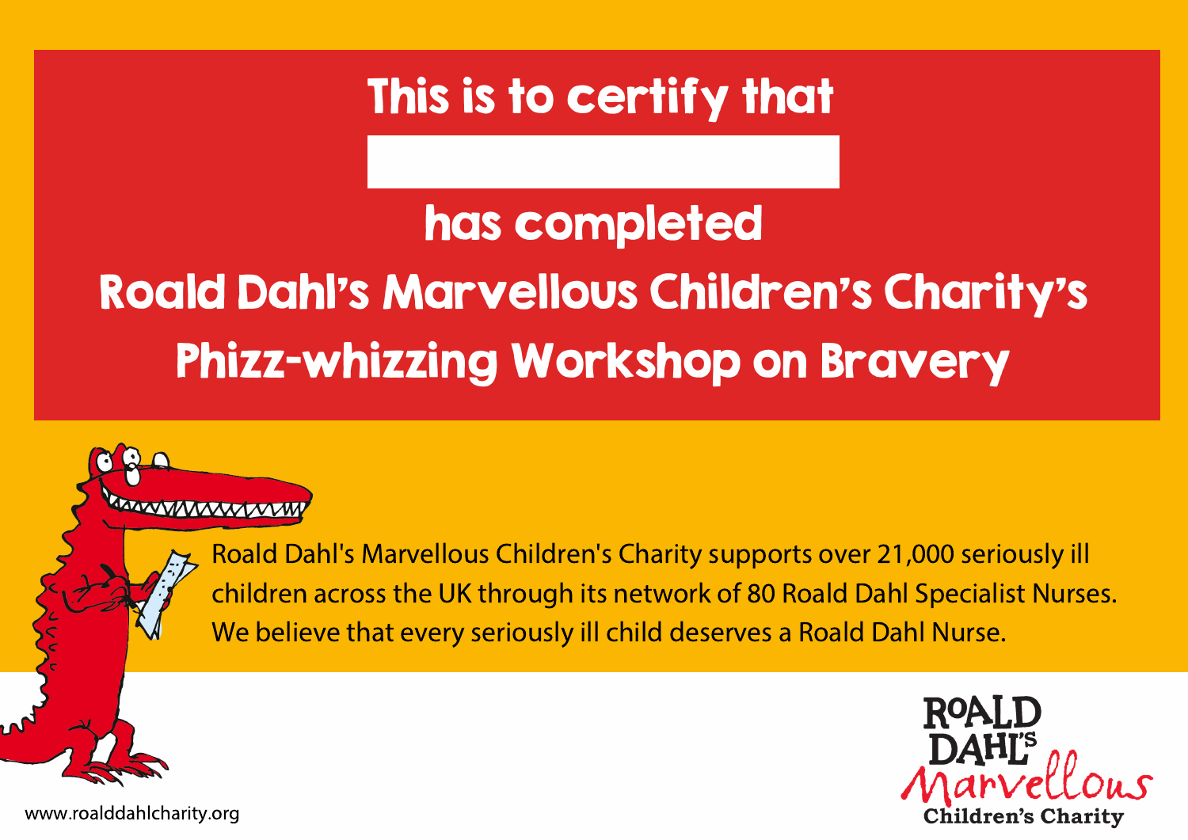# This is to certify that

has completed

## Roald Dahl's Marvellous Children's Charity's Phizz-whizzing Workshop on Bravery

Roald Dahl's Marvellous Children's Charity supports over 21,000 seriously ill children across the UK through its network of 80 Roald Dahl Specialist Nurses. We believe that every seriously ill child deserves a Roald Dahl Nurse.

www.roalddahlcharity.org

ROALD DAHL'S Marvellous Children's Charity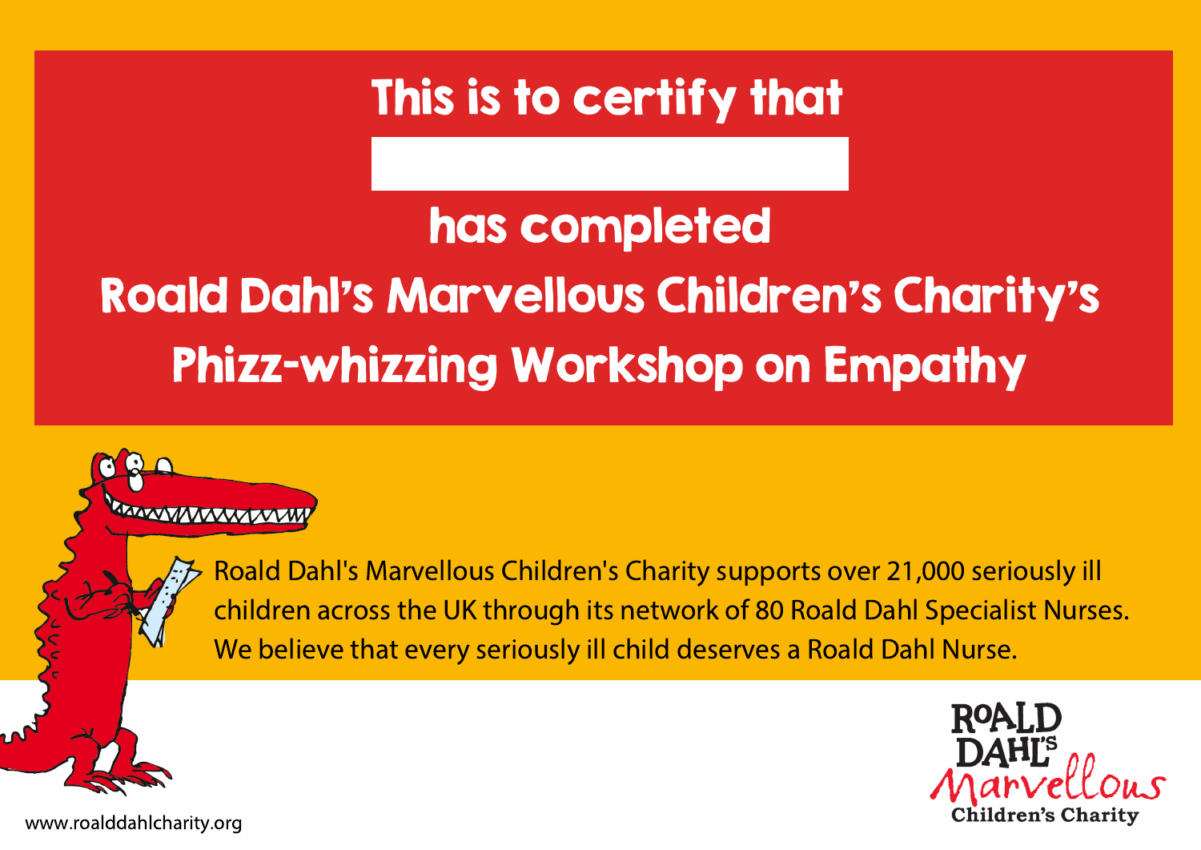# This is to certify that

## has completed

## Roald Dahl's Marvellous Children's Charity's Phizz-whizzing Workshop on Empathy

Roald Dahl's Marvellous Children's Charity supports over 21,000 seriously ill children across the UK through its network of 80 Roald Dahl Specialist Nurses. We believe that every seriously ill child deserves a Roald Dahl Nurse.

Roald Dahl's Marvellous Children's Charity

www.roalddahlcharity.org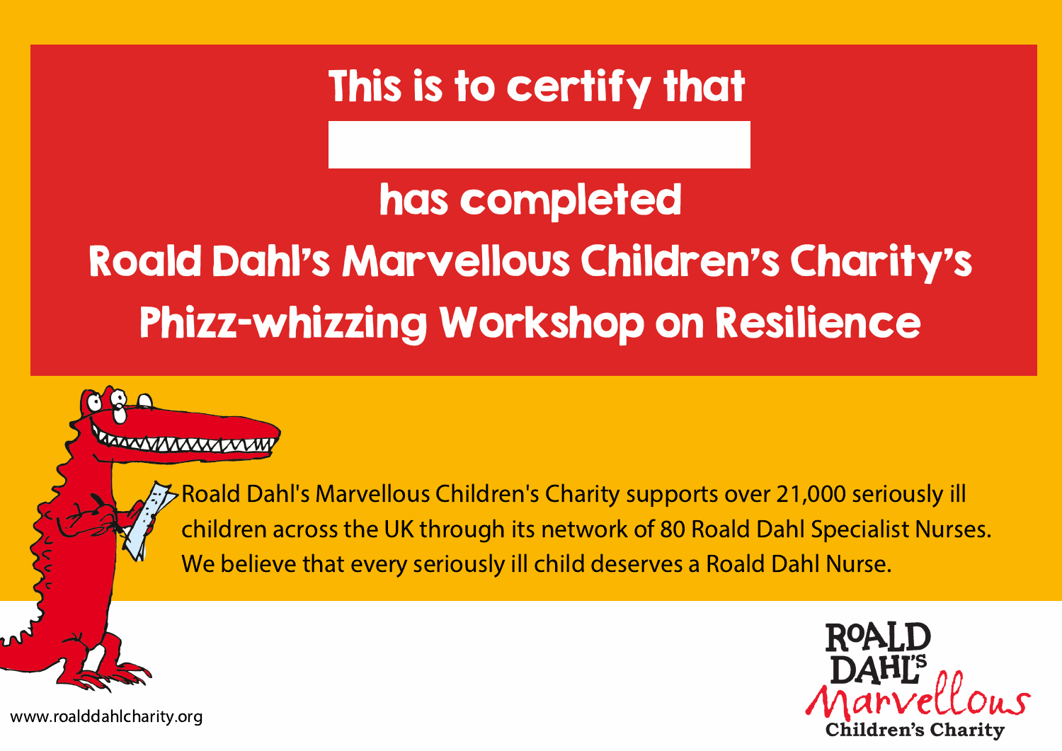# This is to certify that

______________________

## has completed

## Roald Dahl's Marvellous Children's Charity's Phizz-whizzing Workshop on Resilience

Roald Dahl's Marvellous Children's Charity supports over 21,000 seriously ill children across the UK through its network of 80 Roald Dahl Specialist Nurses. We believe that every seriously ill child deserves a Roald Dahl Nurse.

www.roalddahlcharity.org

ROALD DAHL'S Marvellous Children's Charity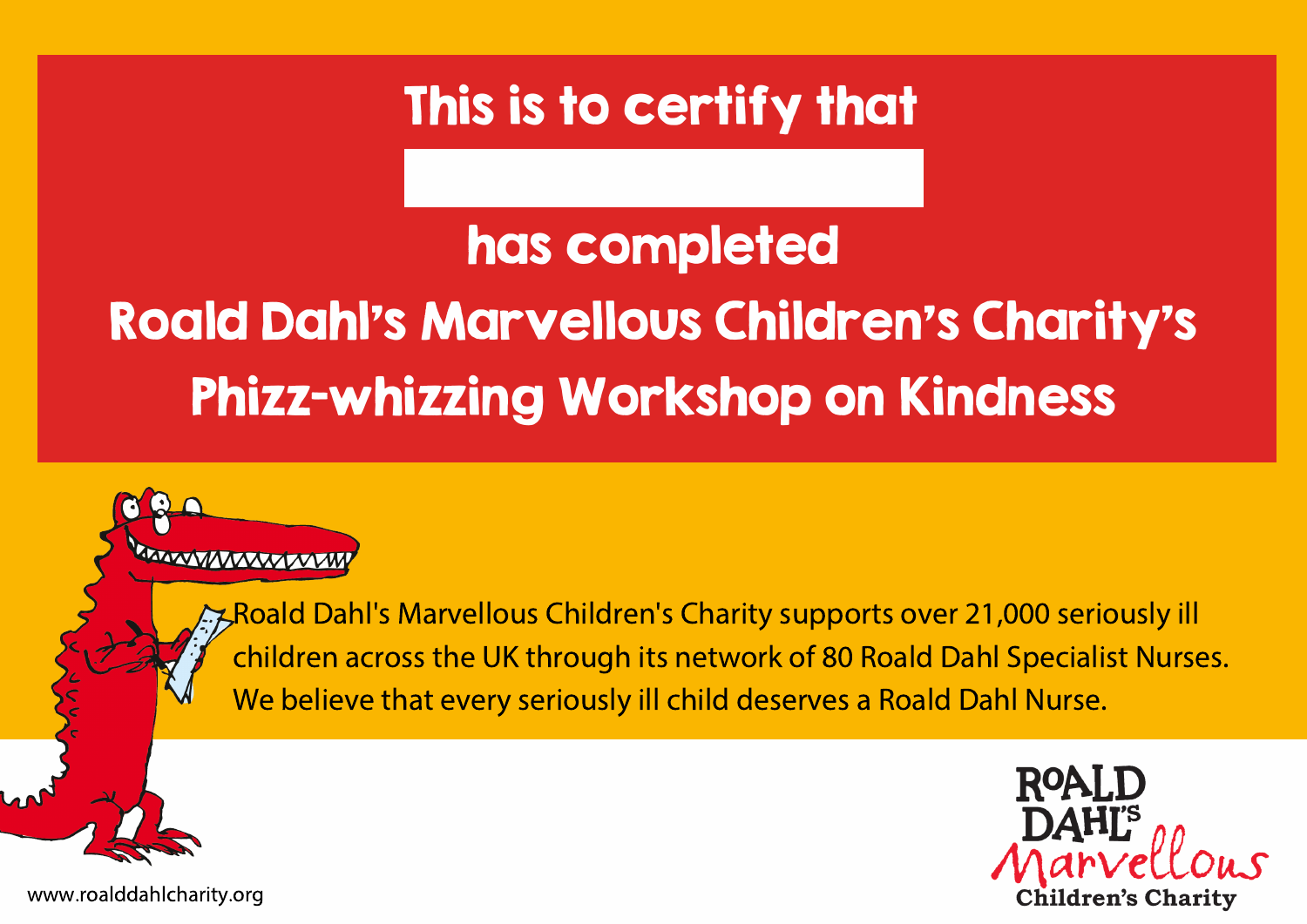# This is to certify that

## has completed

## Roald Dahl's Marvellous Children's Charity's Phizz-whizzing Workshop on Kindness

Roald Dahl's Marvellous Children's Charity supports over 21,000 seriously ill children across the UK through its network of 80 Roald Dahl Specialist Nurses. We believe that every seriously ill child deserves a Roald Dahl Nurse.

www.roalddahlcharity.org

ROALD DAHL'S Marvellous Children's Charity